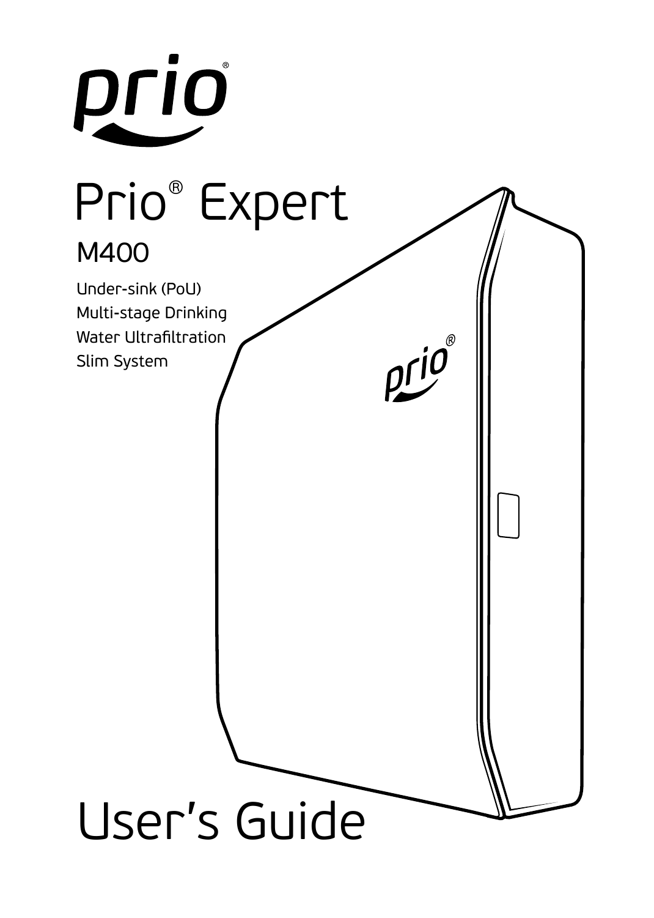prio®

# Prio® Expert

## M400

Under-sink (PoU)
Multi-stage Drinking
Water Ultrafiltration
Slim System

# User's Guide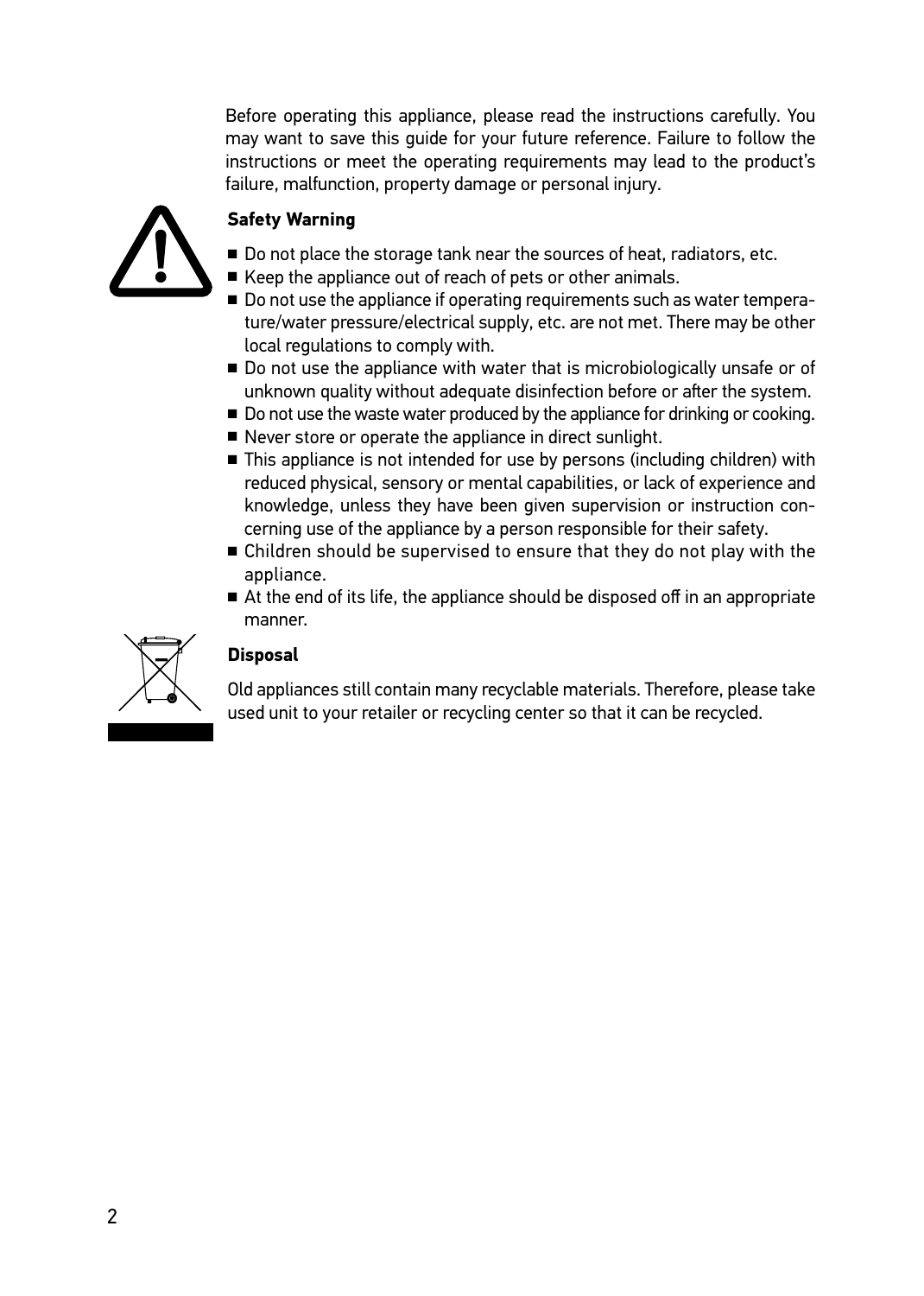Before operating this appliance, please read the instructions carefully. You may want to save this guide for your future reference. Failure to follow the instructions or meet the operating requirements may lead to the product's failure, malfunction, property damage or personal injury.

**Safety Warning**

- Do not place the storage tank near the sources of heat, radiators, etc.
- Keep the appliance out of reach of pets or other animals.
- Do not use the appliance if operating requirements such as water temperature/water pressure/electrical supply, etc. are not met. There may be other local regulations to comply with.
- Do not use the appliance with water that is microbiologically unsafe or of unknown quality without adequate disinfection before or after the system.
- Do not use the waste water produced by the appliance for drinking or cooking.
- Never store or operate the appliance in direct sunlight.
- This appliance is not intended for use by persons (including children) with reduced physical, sensory or mental capabilities, or lack of experience and knowledge, unless they have been given supervision or instruction concerning use of the appliance by a person responsible for their safety.
- Children should be supervised to ensure that they do not play with the appliance.
- At the end of its life, the appliance should be disposed off in an appropriate manner.

**Disposal**

Old appliances still contain many recyclable materials. Therefore, please take used unit to your retailer or recycling center so that it can be recycled.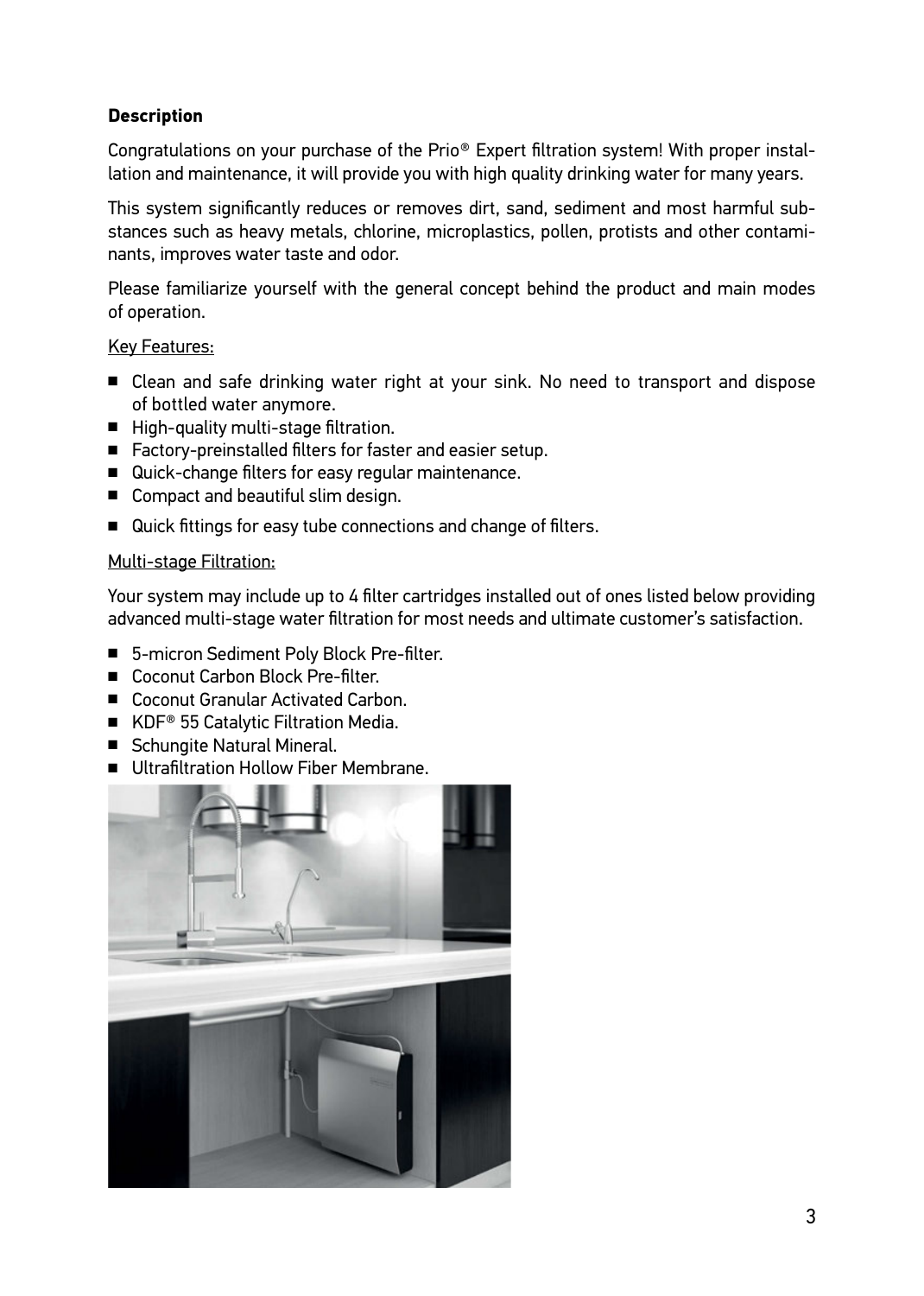### Description

Congratulations on your purchase of the Prio® Expert filtration system! With proper installation and maintenance, it will provide you with high quality drinking water for many years.

This system significantly reduces or removes dirt, sand, sediment and most harmful substances such as heavy metals, chlorine, microplastics, pollen, protists and other contaminants, improves water taste and odor.

Please familiarize yourself with the general concept behind the product and main modes of operation.

Key Features:

- Clean and safe drinking water right at your sink. No need to transport and dispose of bottled water anymore.
- High-quality multi-stage filtration.
- Factory-preinstalled filters for faster and easier setup.
- Quick-change filters for easy regular maintenance.
- Compact and beautiful slim design.
- Quick fittings for easy tube connections and change of filters.

Multi-stage Filtration:

Your system may include up to 4 filter cartridges installed out of ones listed below providing advanced multi-stage water filtration for most needs and ultimate customer's satisfaction.

- 5-micron Sediment Poly Block Pre-filter.
- Coconut Carbon Block Pre-filter.
- Coconut Granular Activated Carbon.
- KDF® 55 Catalytic Filtration Media.
- Schungite Natural Mineral.
- Ultrafiltration Hollow Fiber Membrane.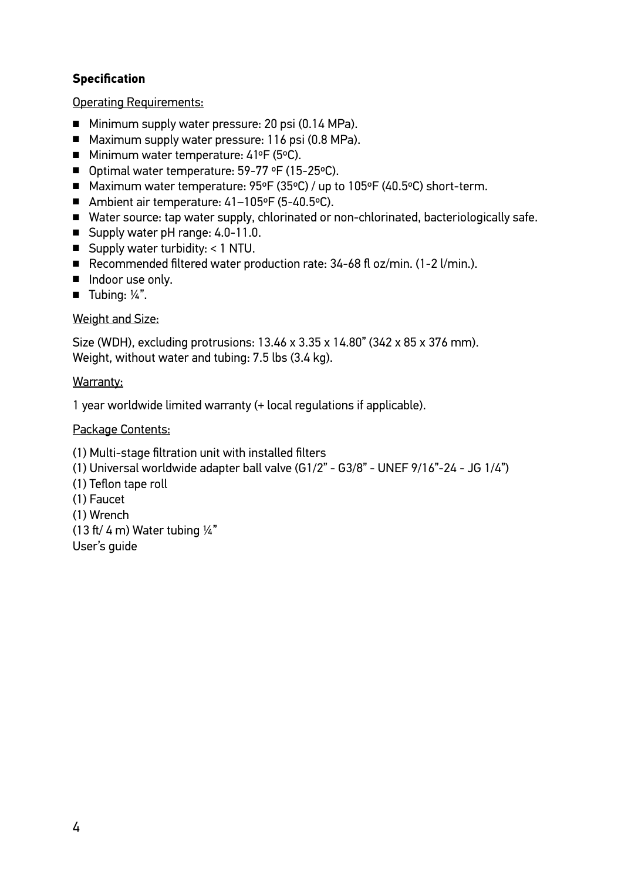**Specification**

Operating Requirements:

- Minimum supply water pressure: 20 psi (0.14 MPa).
- Maximum supply water pressure: 116 psi (0.8 MPa).
- Minimum water temperature: 41ºF (5ºC).
- Optimal water temperature: 59-77 ºF (15-25ºC).
- Maximum water temperature: 95ºF (35ºC) / up to 105ºF (40.5ºC) short-term.
- Ambient air temperature: 41–105ºF (5-40.5ºC).
- Water source: tap water supply, chlorinated or non-chlorinated, bacteriologically safe.
- Supply water pH range: 4.0-11.0.
- Supply water turbidity: < 1 NTU.
- Recommended filtered water production rate: 34-68 fl oz/min. (1-2 l/min.).
- Indoor use only.
- Tubing: ¼".

Weight and Size:

Size (WDH), excluding protrusions: 13.46 x 3.35 x 14.80" (342 x 85 x 376 mm).
Weight, without water and tubing: 7.5 lbs (3.4 kg).

Warranty:

1 year worldwide limited warranty (+ local regulations if applicable).

Package Contents:

(1) Multi-stage filtration unit with installed filters
(1) Universal worldwide adapter ball valve (G1/2" - G3/8" - UNEF 9/16"-24 - JG 1/4")
(1) Teflon tape roll
(1) Faucet
(1) Wrench
(13 ft/ 4 m) Water tubing ¼"
User's guide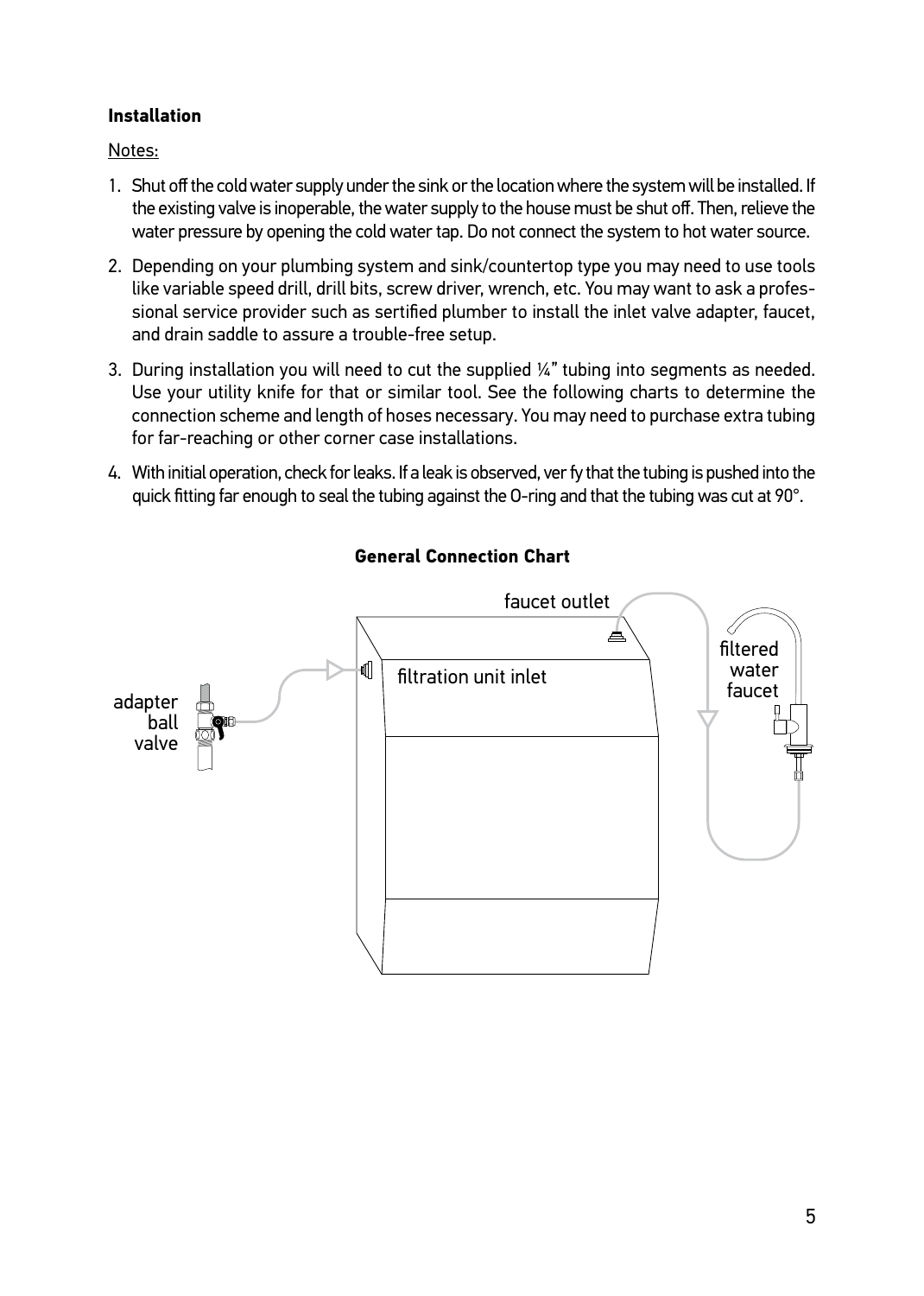**Installation**

Notes:

1. Shut off the cold water supply under the sink or the location where the system will be installed. If the existing valve is inoperable, the water supply to the house must be shut off. Then, relieve the water pressure by opening the cold water tap. Do not connect the system to hot water source.
2. Depending on your plumbing system and sink/countertop type you may need to use tools like variable speed drill, drill bits, screw driver, wrench, etc. You may want to ask a professional service provider such as sertified plumber to install the inlet valve adapter, faucet, and drain saddle to assure a trouble-free setup.
3. During installation you will need to cut the supplied ¼" tubing into segments as needed. Use your utility knife for that or similar tool. See the following charts to determine the connection scheme and length of hoses necessary. You may need to purchase extra tubing for far-reaching or other corner case installations.
4. With initial operation, check for leaks. If a leak is observed, ver fy that the tubing is pushed into the quick fitting far enough to seal the tubing against the O-ring and that the tubing was cut at 90°.

**General Connection Chart**

faucet outlet

filtration unit inlet

filtered water faucet

adapter ball valve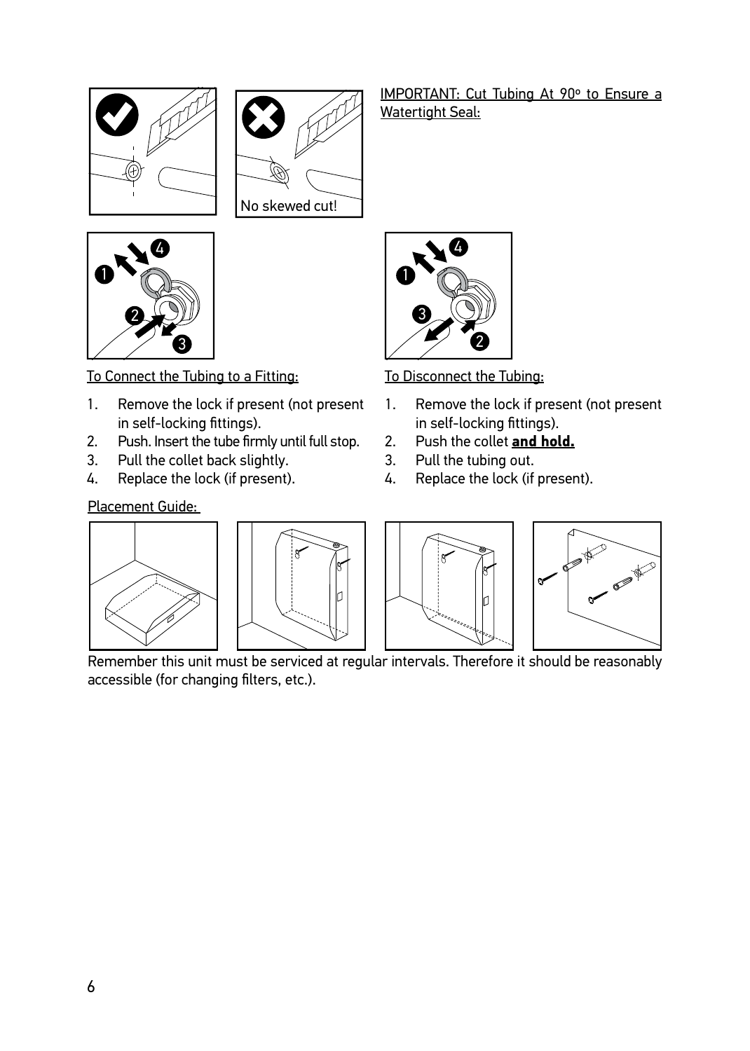No skewed cut!

IMPORTANT: Cut Tubing At 90º to Ensure a Watertight Seal:

To Connect the Tubing to a Fitting:

1. Remove the lock if present (not present in self-locking fittings).
2. Push. Insert the tube firmly until full stop.
3. Pull the collet back slightly.
4. Replace the lock (if present).

To Disconnect the Tubing:

1. Remove the lock if present (not present in self-locking fittings).
2. Push the collet **and hold.**
3. Pull the tubing out.
4. Replace the lock (if present).

Placement Guide:

Remember this unit must be serviced at regular intervals. Therefore it should be reasonably accessible (for changing filters, etc.).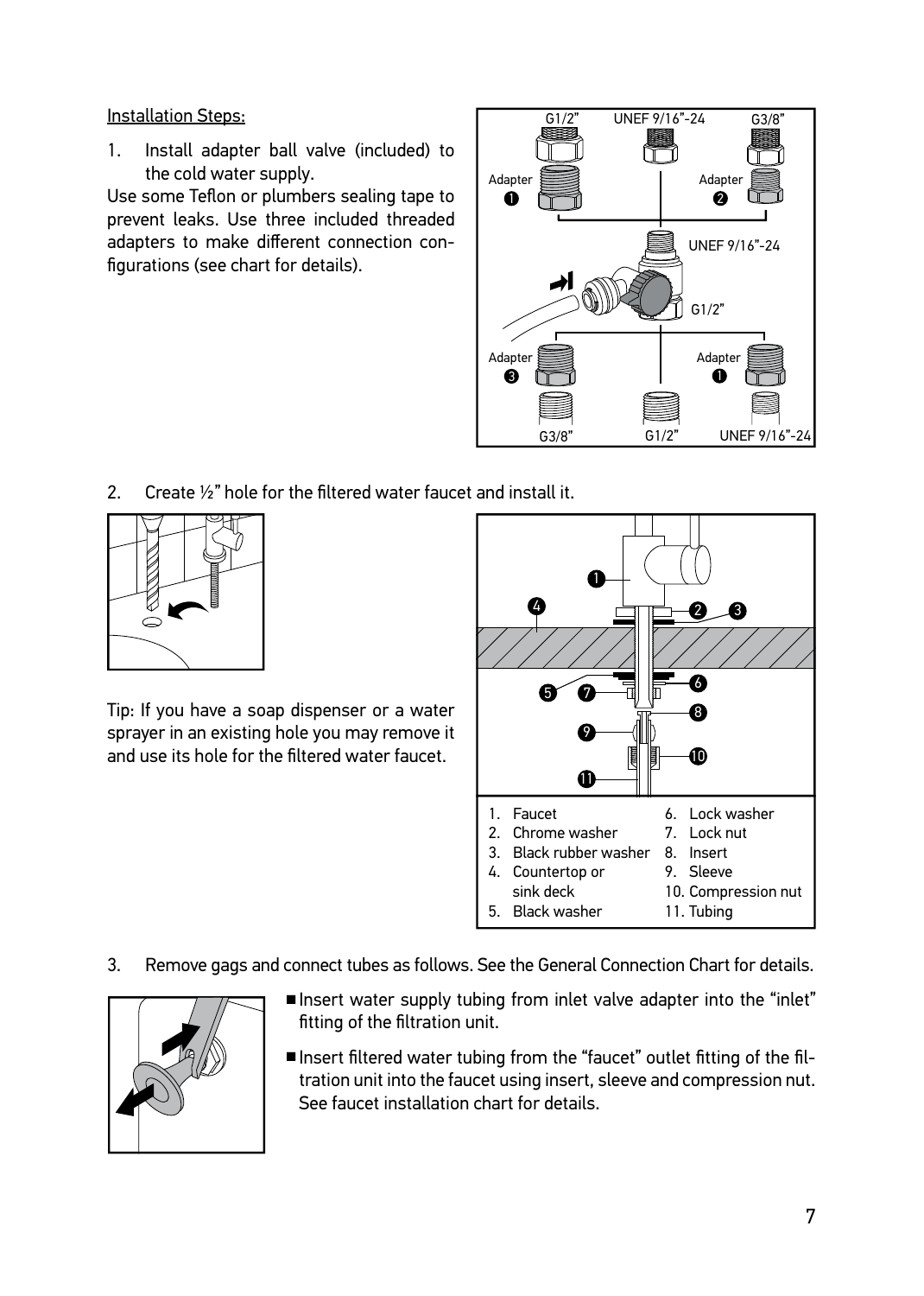Installation Steps:

1. Install adapter ball valve (included) to the cold water supply.

Use some Teflon or plumbers sealing tape to prevent leaks. Use three included threaded adapters to make different connection configurations (see chart for details).

2. Create ½" hole for the filtered water faucet and install it.

Tip: If you have a soap dispenser or a water sprayer in an existing hole you may remove it and use its hole for the filtered water faucet.

1. Faucet
2. Chrome washer
3. Black rubber washer
4. Countertop or sink deck
5. Black washer
6. Lock washer
7. Lock nut
8. Insert
9. Sleeve
10. Compression nut
11. Tubing

3. Remove gags and connect tubes as follows. See the General Connection Chart for details.

- Insert water supply tubing from inlet valve adapter into the "inlet" fitting of the filtration unit.
- Insert filtered water tubing from the "faucet" outlet fitting of the filtration unit into the faucet using insert, sleeve and compression nut. See faucet installation chart for details.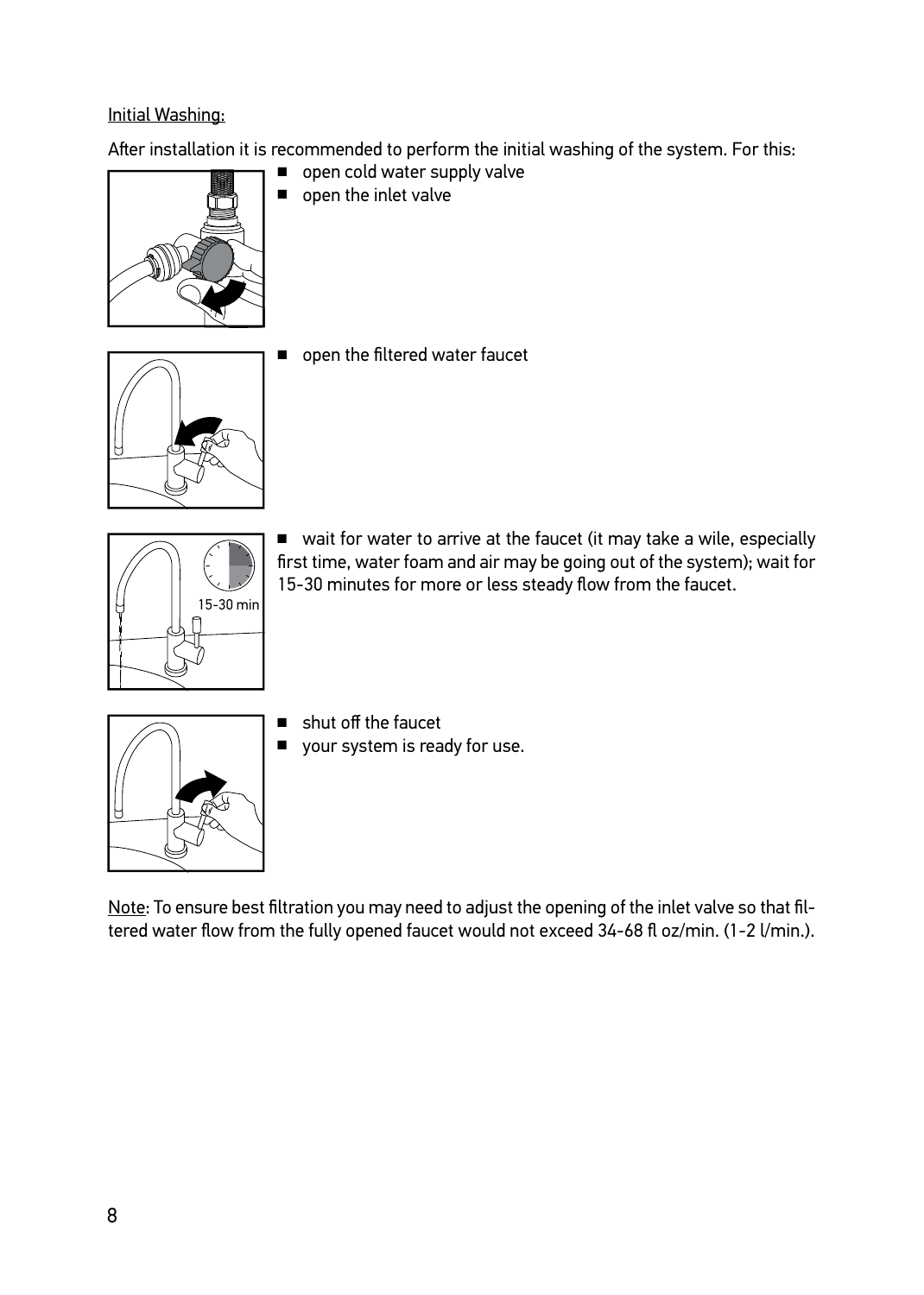Initial Washing:

After installation it is recommended to perform the initial washing of the system. For this:

- open cold water supply valve
- open the inlet valve

- open the filtered water faucet

- wait for water to arrive at the faucet (it may take a wile, especially first time, water foam and air may be going out of the system); wait for 15-30 minutes for more or less steady flow from the faucet.

- shut off the faucet
- your system is ready for use.

Note: To ensure best filtration you may need to adjust the opening of the inlet valve so that filtered water flow from the fully opened faucet would not exceed 34-68 fl oz/min. (1-2 l/min.).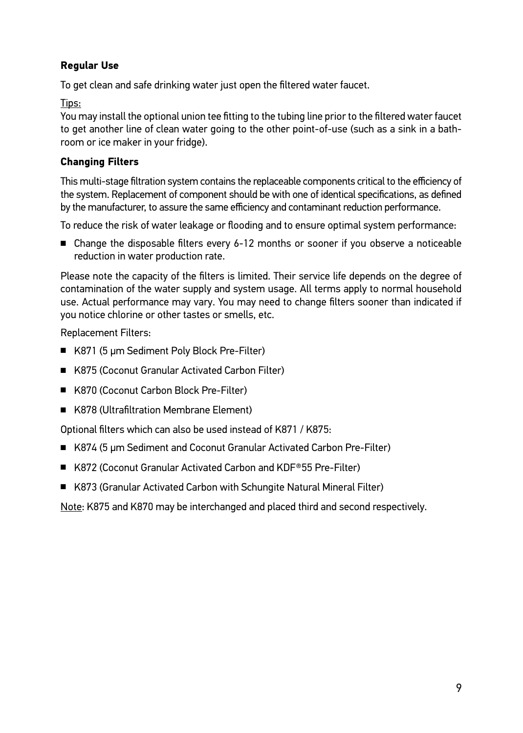### Regular Use

To get clean and safe drinking water just open the filtered water faucet.

Tips:
You may install the optional union tee fitting to the tubing line prior to the filtered water faucet to get another line of clean water going to the other point-of-use (such as a sink in a bathroom or ice maker in your fridge).

### Changing Filters

This multi-stage filtration system contains the replaceable components critical to the efficiency of the system. Replacement of component should be with one of identical specifications, as defined by the manufacturer, to assure the same efficiency and contaminant reduction performance.

To reduce the risk of water leakage or flooding and to ensure optimal system performance:

- Change the disposable filters every 6-12 months or sooner if you observe a noticeable reduction in water production rate.

Please note the capacity of the filters is limited. Their service life depends on the degree of contamination of the water supply and system usage. All terms apply to normal household use. Actual performance may vary. You may need to change filters sooner than indicated if you notice chlorine or other tastes or smells, etc.

Replacement Filters:

- K871 (5 µm Sediment Poly Block Pre-Filter)
- K875 (Coconut Granular Activated Carbon Filter)
- K870 (Coconut Carbon Block Pre-Filter)
- K878 (Ultrafiltration Membrane Element)

Optional filters which can also be used instead of K871 / K875:

- K874 (5 µm Sediment and Coconut Granular Activated Carbon Pre-Filter)
- K872 (Coconut Granular Activated Carbon and KDF®55 Pre-Filter)
- K873 (Granular Activated Carbon with Schungite Natural Mineral Filter)

Note: K875 and K870 may be interchanged and placed third and second respectively.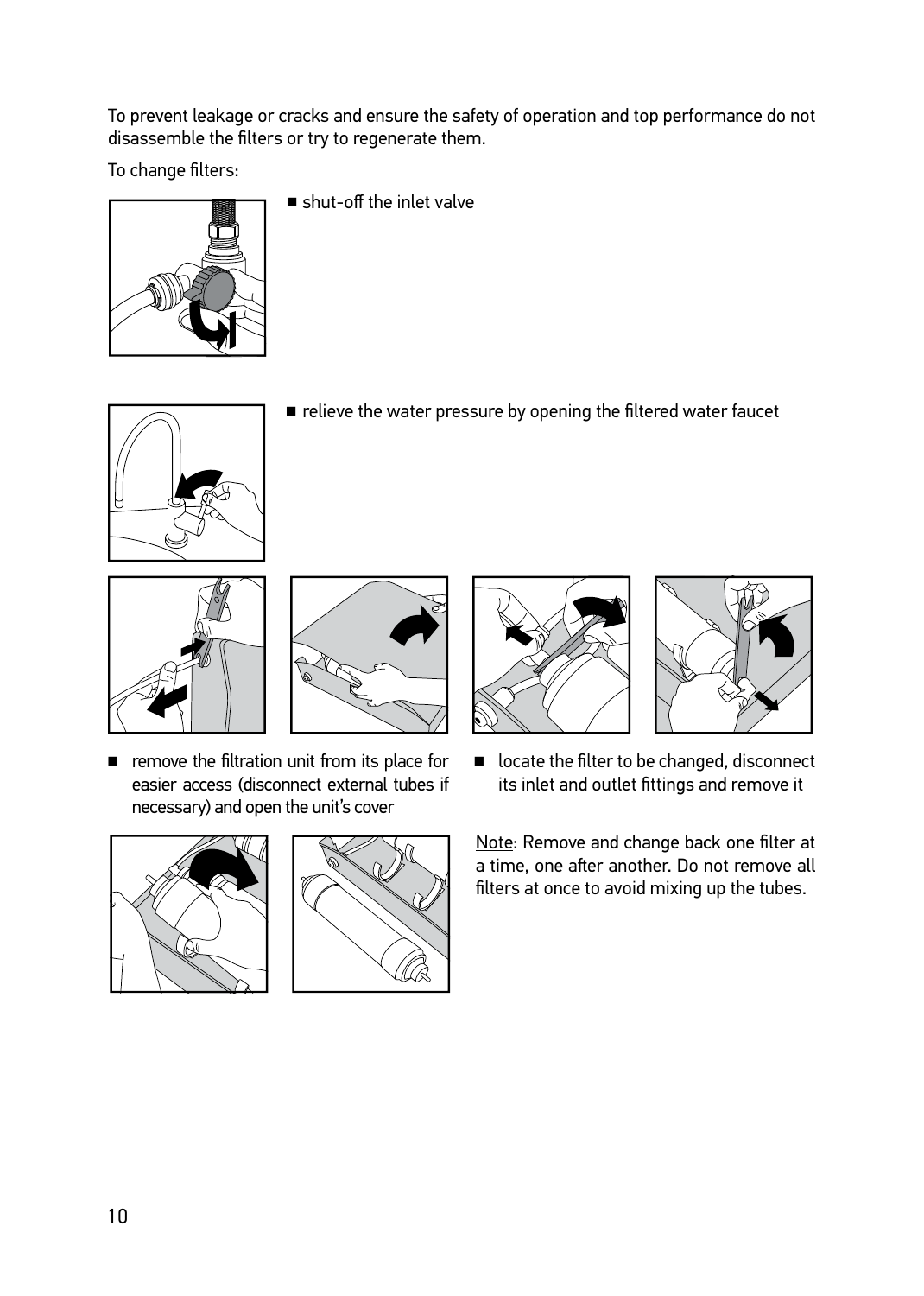To prevent leakage or cracks and ensure the safety of operation and top performance do not disassemble the filters or try to regenerate them.

To change filters:

- shut-off the inlet valve

- relieve the water pressure by opening the filtered water faucet

- remove the filtration unit from its place for easier access (disconnect external tubes if necessary) and open the unit's cover

- locate the filter to be changed, disconnect its inlet and outlet fittings and remove it

Note: Remove and change back one filter at a time, one after another. Do not remove all filters at once to avoid mixing up the tubes.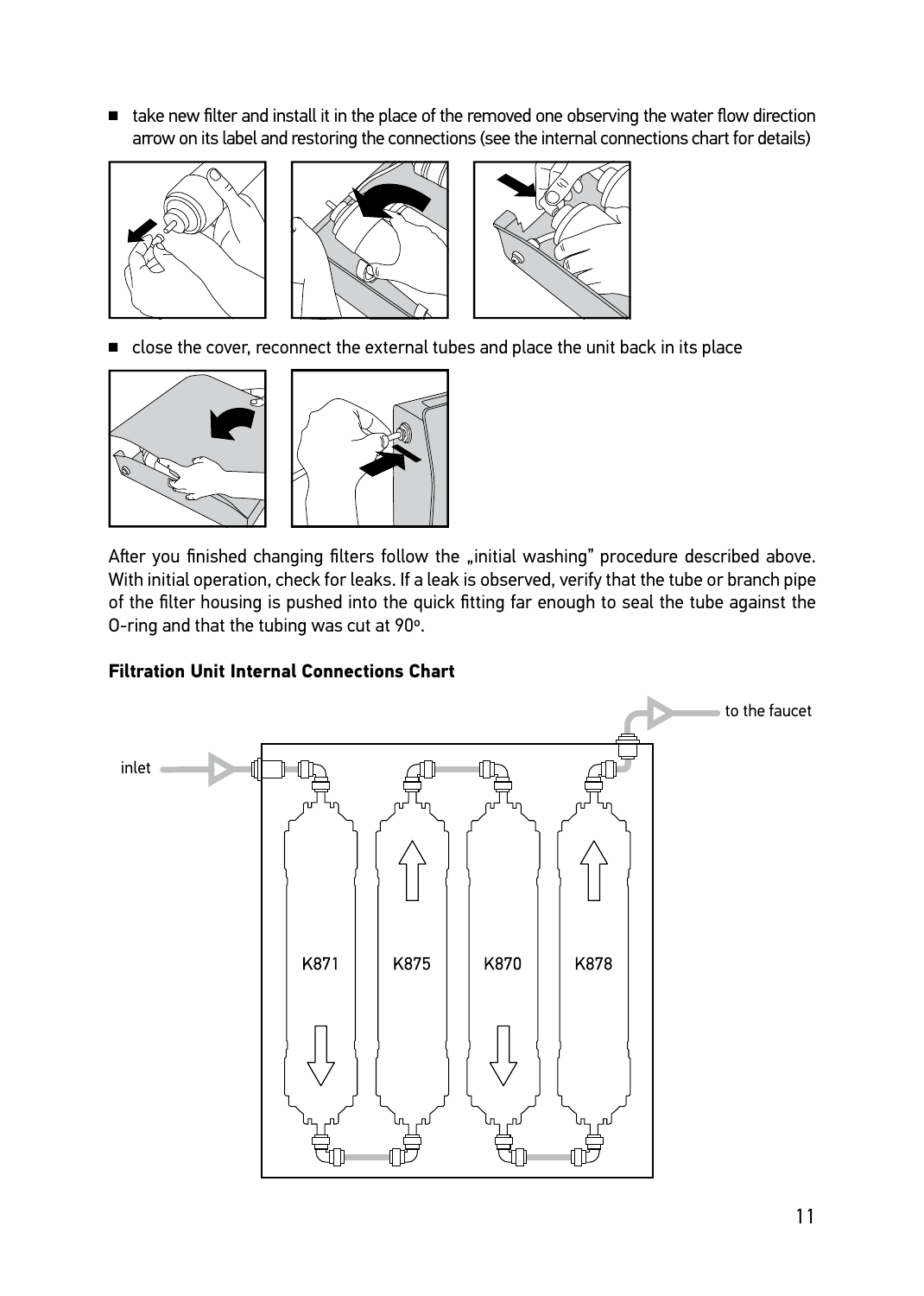- take new filter and install it in the place of the removed one observing the water flow direction arrow on its label and restoring the connections (see the internal connections chart for details)

- close the cover, reconnect the external tubes and place the unit back in its place

After you finished changing filters follow the „initial washing" procedure described above. With initial operation, check for leaks. If a leak is observed, verify that the tube or branch pipe of the filter housing is pushed into the quick fitting far enough to seal the tube against the O-ring and that the tubing was cut at 90º.

**Filtration Unit Internal Connections Chart**

inlet

to the faucet

K871 K875 K870 K878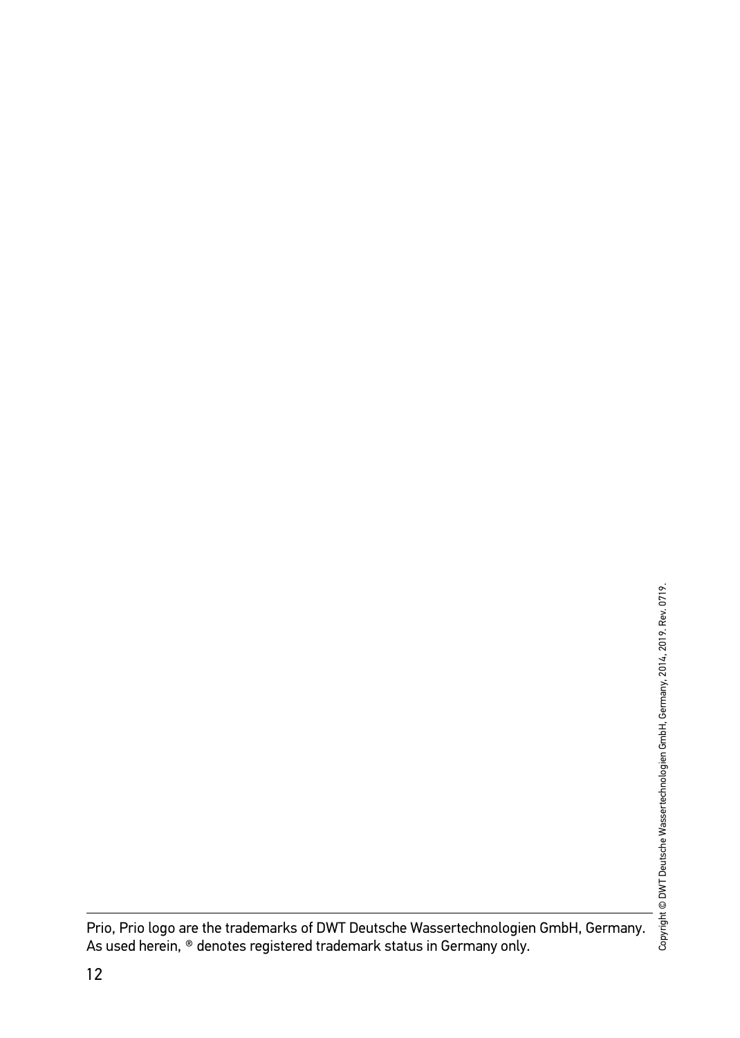Prio, Prio logo are the trademarks of DWT Deutsche Wassertechnologien GmbH, Germany.
As used herein, ® denotes registered trademark status in Germany only.

Copyright © DWT Deutsche Wassertechnologien GmbH, Germany, 2014, 2019. Rev. 0719.